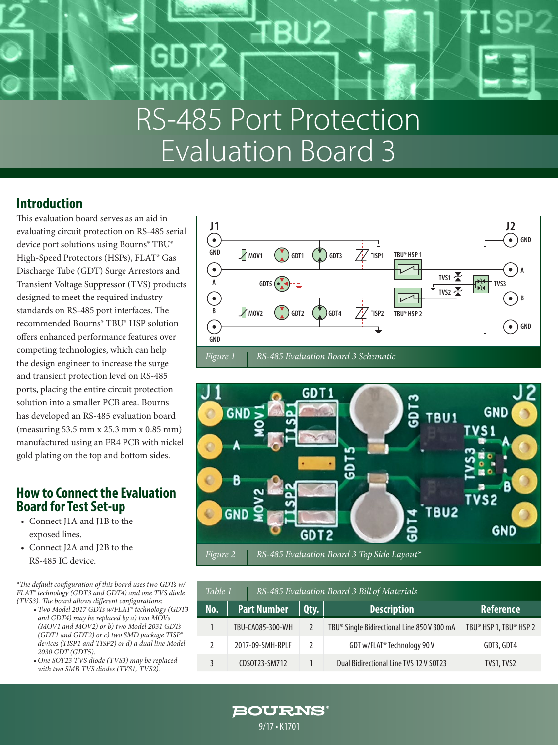# RS-485 Port Protection Evaluation Board 3

## Introduction

This evaluation board serves as an aid in evaluating circuit protection on RS-485 serial device port solutions using Bourns® TBU® High-Speed Protectors (HSPs), FLAT® Gas Discharge Tube (GDT) Surge Arrestors and Transient Voltage Suppressor (TVS) products designed to meet the required industry standards on RS-485 port interfaces. The recommended Bourns® TBU® HSP solution offers enhanced performance features over competing technologies, which can help the design engineer to increase the surge and transient protection level on RS-485 ports, placing the entire circuit protection solution into a smaller PCB area. Bourns has developed an RS-485 evaluation board (measuring 53.5 mm x 25.3 mm x 0.85 mm) manufactured using an FR4 PCB with nickel gold plating on the top and bottom sides.

## How to Connect the Evaluation Board for Test Set-up

- Connect J1A and J1B to the exposed lines.
- Connect J2A and J2B to the RS-485 IC device.

*\*The default configuration of this board uses two GDTs w/ FLAT® technology (GDT3 and GDT4) and one TVS diode (TVS3). The board allows different configurations:*

- *Two Model 2017 GDTs w/FLAT® technology (GDT3 and GDT4) may be replaced by a) two MOVs (MOV1 and MOV2) or b) two Model 2031 GDTs (GDT1 and GDT2) or c) two SMD package TISP® devices (TISP1 and TISP2) or d) a dual line Model 2030 GDT (GDT5).*
- *One SOT23 TVS diode (TVS3) may be replaced with two SMB TVS diodes (TVS1, TVS2).*

*Figure 1 RS-485 Evaluation Board 3 Schematic*

*Figure 2 RS-485 Evaluation Board 3 Top Side Layout\**

*Table 1 RS-485 Evaluation Board 3 Bill of Materials*

| No. | Part Number | Qty. | Description | Reference |
|---|---|---|---|---|
| 1 | TBU-CA085-300-WH | 2 | TBU® Single Bidirectional Line 850 V 300 mA | TBU® HSP 1, TBU® HSP 2 |
| 2 | 2017-09-SMH-RPLF | 2 | GDT w/FLAT® Technology 90 V | GDT3, GDT4 |
| 3 | CDSOT23-SM712 | 1 | Dual Bidirectional Line TVS 12 V SOT23 | TVS1, TVS2 |

BOURNS®

9/17 • K1701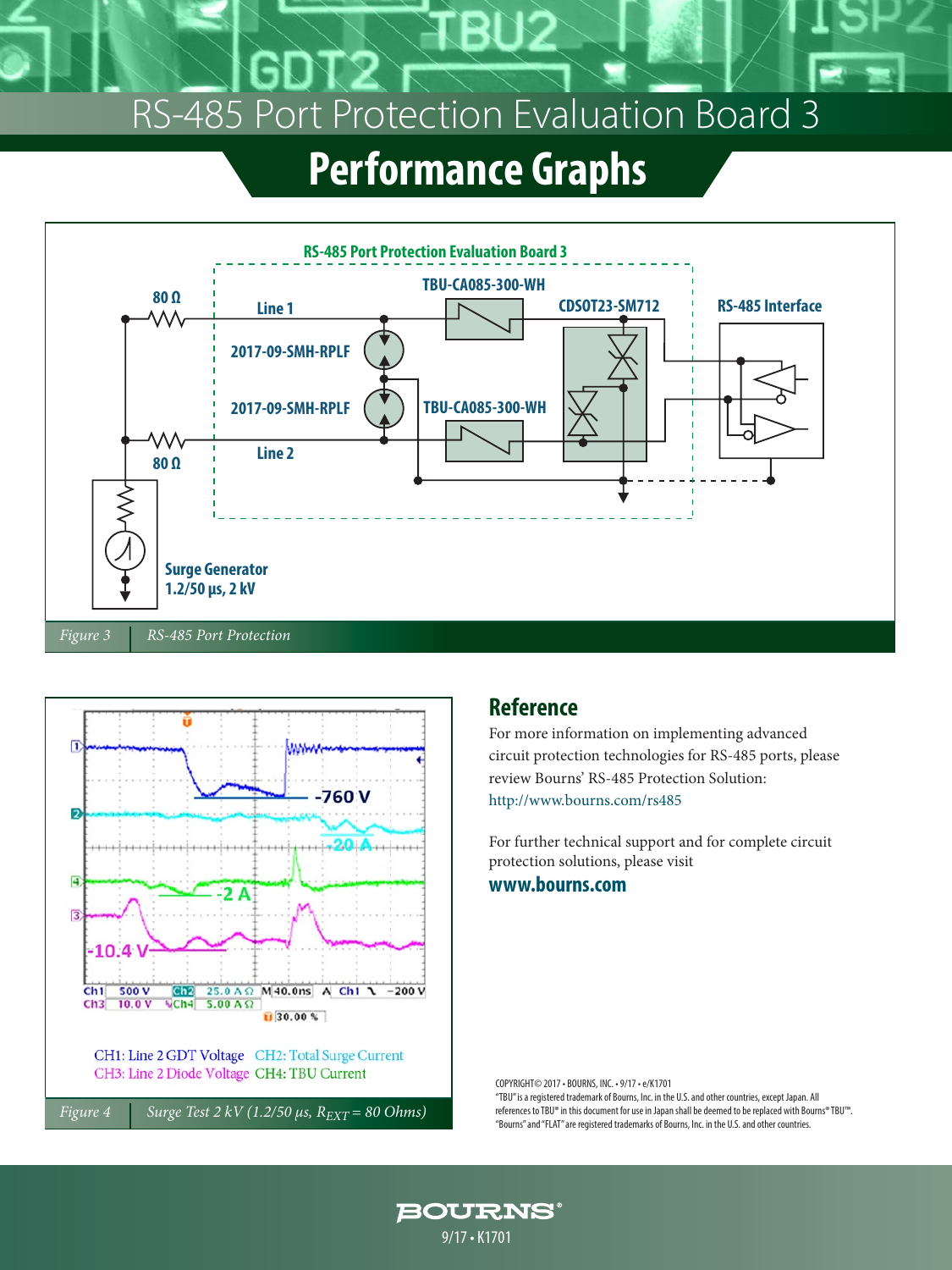# RS-485 Port Protection Evaluation Board 3

## Performance Graphs

RS-485 Port Protection Evaluation Board 3

80 Ω

Line 1

TBU-CA085-300-WH

CDSOT23-SM712

RS-485 Interface

2017-09-SMH-RPLF

2017-09-SMH-RPLF

TBU-CA085-300-WH

80 Ω

Line 2

Surge Generator
1.2/50 µs, 2 kV

*Figure 3* *RS-485 Port Protection*

-760 V

-20 A

-2 A

-10.4 V

Ch1 500 V Ch2 25.0 A Ω M 40.0ns A Ch1 -200 V
Ch3 10.0 V Ch4 5.00 A Ω
30.00 %

CH1: Line 2 GDT Voltage CH2: Total Surge Current
CH3: Line 2 Diode Voltage CH4: TBU Current

*Figure 4* *Surge Test 2 kV (1.2/50 µs, $R_{EXT}$ = 80 Ohms)*

## Reference

For more information on implementing advanced circuit protection technologies for RS-485 ports, please review Bourns' RS-485 Protection Solution:
http://www.bourns.com/rs485

For further technical support and for complete circuit protection solutions, please visit
**www.bourns.com**

COPYRIGHT© 2017 • BOURNS, INC. • 9/17 • e/K1701
"TBU" is a registered trademark of Bourns, Inc. in the U.S. and other countries, except Japan. All references to TBU® in this document for use in Japan shall be deemed to be replaced with Bourns® TBU™.
"Bourns" and "FLAT" are registered trademarks of Bourns, Inc. in the U.S. and other countries.

BOURNS®

9/17 • K1701